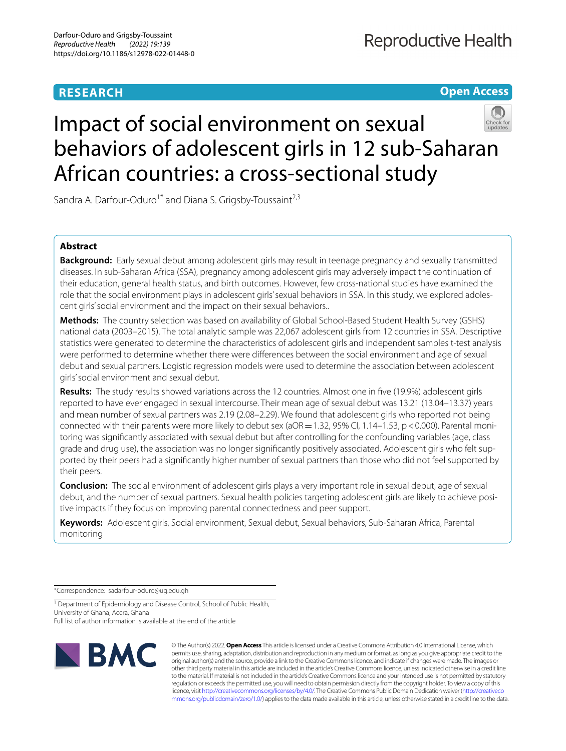**RESEARCH** **Open Access**

# Impact of social environment on sexual behaviors of adolescent girls in 12 sub-Saharan African countries: a cross-sectional study

Sandra A. Darfour-Oduro[1*] and Diana S. Grigsby-Toussaint[2,3]

## Abstract

**Background:** Early sexual debut among adolescent girls may result in teenage pregnancy and sexually transmitted diseases. In sub-Saharan Africa (SSA), pregnancy among adolescent girls may adversely impact the continuation of their education, general health status, and birth outcomes. However, few cross-national studies have examined the role that the social environment plays in adolescent girls' sexual behaviors in SSA. In this study, we explored adolescent girls' social environment and the impact on their sexual behaviors..

**Methods:** The country selection was based on availability of Global School-Based Student Health Survey (GSHS) national data (2003–2015). The total analytic sample was 22,067 adolescent girls from 12 countries in SSA. Descriptive statistics were generated to determine the characteristics of adolescent girls and independent samples t-test analysis were performed to determine whether there were differences between the social environment and age of sexual debut and sexual partners. Logistic regression models were used to determine the association between adolescent girls' social environment and sexual debut.

**Results:** The study results showed variations across the 12 countries. Almost one in five (19.9%) adolescent girls reported to have ever engaged in sexual intercourse. Their mean age of sexual debut was 13.21 (13.04–13.37) years and mean number of sexual partners was 2.19 (2.08–2.29). We found that adolescent girls who reported not being connected with their parents were more likely to debut sex (aOR = 1.32, 95% CI, 1.14–1.53, $p < 0.000$). Parental monitoring was significantly associated with sexual debut but after controlling for the confounding variables (age, class grade and drug use), the association was no longer significantly positively associated. Adolescent girls who felt supported by their peers had a significantly higher number of sexual partners than those who did not feel supported by their peers.

**Conclusion:** The social environment of adolescent girls plays a very important role in sexual debut, age of sexual debut, and the number of sexual partners. Sexual health policies targeting adolescent girls are likely to achieve positive impacts if they focus on improving parental connectedness and peer support.

**Keywords:** Adolescent girls, Social environment, Sexual debut, Sexual behaviors, Sub-Saharan Africa, Parental monitoring

*Correspondence: sadarfour-oduro@ug.edu.gh

[1] Department of Epidemiology and Disease Control, School of Public Health, University of Ghana, Accra, Ghana

Full list of author information is available at the end of the article

© The Author(s) 2022. **Open Access** This article is licensed under a Creative Commons Attribution 4.0 International License, which permits use, sharing, adaptation, distribution and reproduction in any medium or format, as long as you give appropriate credit to the original author(s) and the source, provide a link to the Creative Commons licence, and indicate if changes were made. The images or other third party material in this article are included in the article's Creative Commons licence, unless indicated otherwise in a credit line to the material. If material is not included in the article's Creative Commons licence and your intended use is not permitted by statutory regulation or exceeds the permitted use, you will need to obtain permission directly from the copyright holder. To view a copy of this licence, visit http://creativecommons.org/licenses/by/4.0/. The Creative Commons Public Domain Dedication waiver (http://creativecommons.org/publicdomain/zero/1.0/) applies to the data made available in this article, unless otherwise stated in a credit line to the data.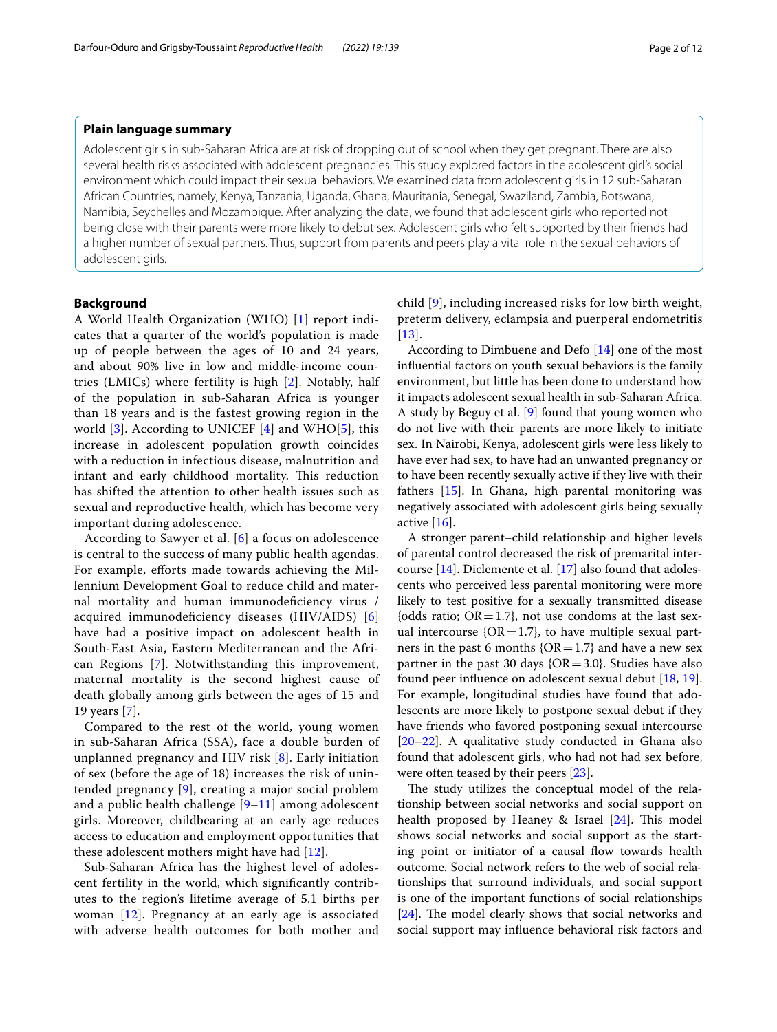## Plain language summary

Adolescent girls in sub-Saharan Africa are at risk of dropping out of school when they get pregnant. There are also several health risks associated with adolescent pregnancies. This study explored factors in the adolescent girl's social environment which could impact their sexual behaviors. We examined data from adolescent girls in 12 sub-Saharan African Countries, namely, Kenya, Tanzania, Uganda, Ghana, Mauritania, Senegal, Swaziland, Zambia, Botswana, Namibia, Seychelles and Mozambique. After analyzing the data, we found that adolescent girls who reported not being close with their parents were more likely to debut sex. Adolescent girls who felt supported by their friends had a higher number of sexual partners. Thus, support from parents and peers play a vital role in the sexual behaviors of adolescent girls.

## Background

A World Health Organization (WHO) [1] report indicates that a quarter of the world's population is made up of people between the ages of 10 and 24 years, and about 90% live in low and middle-income countries (LMICs) where fertility is high [2]. Notably, half of the population in sub-Saharan Africa is younger than 18 years and is the fastest growing region in the world [3]. According to UNICEF [4] and WHO[5], this increase in adolescent population growth coincides with a reduction in infectious disease, malnutrition and infant and early childhood mortality. This reduction has shifted the attention to other health issues such as sexual and reproductive health, which has become very important during adolescence.

According to Sawyer et al. [6] a focus on adolescence is central to the success of many public health agendas. For example, efforts made towards achieving the Millennium Development Goal to reduce child and maternal mortality and human immunodeficiency virus / acquired immunodeficiency diseases (HIV/AIDS) [6] have had a positive impact on adolescent health in South-East Asia, Eastern Mediterranean and the African Regions [7]. Notwithstanding this improvement, maternal mortality is the second highest cause of death globally among girls between the ages of 15 and 19 years [7].

Compared to the rest of the world, young women in sub-Saharan Africa (SSA), face a double burden of unplanned pregnancy and HIV risk [8]. Early initiation of sex (before the age of 18) increases the risk of unintended pregnancy [9], creating a major social problem and a public health challenge [9–11] among adolescent girls. Moreover, childbearing at an early age reduces access to education and employment opportunities that these adolescent mothers might have had [12].

Sub-Saharan Africa has the highest level of adolescent fertility in the world, which significantly contributes to the region's lifetime average of 5.1 births per woman [12]. Pregnancy at an early age is associated with adverse health outcomes for both mother and child [9], including increased risks for low birth weight, preterm delivery, eclampsia and puerperal endometritis [13].

According to Dimbuene and Defo [14] one of the most influential factors on youth sexual behaviors is the family environment, but little has been done to understand how it impacts adolescent sexual health in sub-Saharan Africa. A study by Beguy et al. [9] found that young women who do not live with their parents are more likely to initiate sex. In Nairobi, Kenya, adolescent girls were less likely to have ever had sex, to have had an unwanted pregnancy or to have been recently sexually active if they live with their fathers [15]. In Ghana, high parental monitoring was negatively associated with adolescent girls being sexually active [16].

A stronger parent–child relationship and higher levels of parental control decreased the risk of premarital intercourse [14]. Diclemente et al. [17] also found that adolescents who perceived less parental monitoring were more likely to test positive for a sexually transmitted disease {odds ratio; OR = 1.7}, not use condoms at the last sexual intercourse {OR = 1.7}, to have multiple sexual partners in the past 6 months {OR = 1.7} and have a new sex partner in the past 30 days {OR = 3.0}. Studies have also found peer influence on adolescent sexual debut [18, 19]. For example, longitudinal studies have found that adolescents are more likely to postpone sexual debut if they have friends who favored postponing sexual intercourse [20–22]. A qualitative study conducted in Ghana also found that adolescent girls, who had not had sex before, were often teased by their peers [23].

The study utilizes the conceptual model of the relationship between social networks and social support on health proposed by Heaney & Israel [24]. This model shows social networks and social support as the starting point or initiator of a causal flow towards health outcome. Social network refers to the web of social relationships that surround individuals, and social support is one of the important functions of social relationships [24]. The model clearly shows that social networks and social support may influence behavioral risk factors and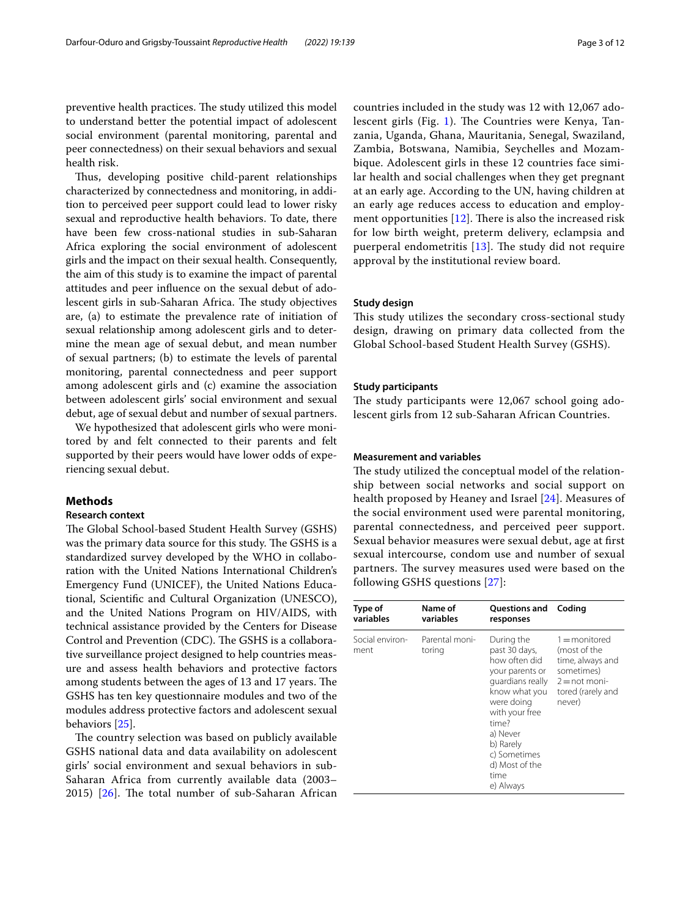preventive health practices. The study utilized this model to understand better the potential impact of adolescent social environment (parental monitoring, parental and peer connectedness) on their sexual behaviors and sexual health risk.

Thus, developing positive child-parent relationships characterized by connectedness and monitoring, in addition to perceived peer support could lead to lower risky sexual and reproductive health behaviors. To date, there have been few cross-national studies in sub-Saharan Africa exploring the social environment of adolescent girls and the impact on their sexual health. Consequently, the aim of this study is to examine the impact of parental attitudes and peer influence on the sexual debut of adolescent girls in sub-Saharan Africa. The study objectives are, (a) to estimate the prevalence rate of initiation of sexual relationship among adolescent girls and to determine the mean age of sexual debut, and mean number of sexual partners; (b) to estimate the levels of parental monitoring, parental connectedness and peer support among adolescent girls and (c) examine the association between adolescent girls' social environment and sexual debut, age of sexual debut and number of sexual partners.

We hypothesized that adolescent girls who were monitored by and felt connected to their parents and felt supported by their peers would have lower odds of experiencing sexual debut.

## Methods

### Research context

The Global School-based Student Health Survey (GSHS) was the primary data source for this study. The GSHS is a standardized survey developed by the WHO in collaboration with the United Nations International Children's Emergency Fund (UNICEF), the United Nations Educational, Scientific and Cultural Organization (UNESCO), and the United Nations Program on HIV/AIDS, with technical assistance provided by the Centers for Disease Control and Prevention (CDC). The GSHS is a collaborative surveillance project designed to help countries measure and assess health behaviors and protective factors among students between the ages of 13 and 17 years. The GSHS has ten key questionnaire modules and two of the modules address protective factors and adolescent sexual behaviors [25].

The country selection was based on publicly available GSHS national data and data availability on adolescent girls' social environment and sexual behaviors in sub-Saharan Africa from currently available data (2003–2015) [26]. The total number of sub-Saharan African countries included in the study was 12 with 12,067 adolescent girls (Fig. 1). The Countries were Kenya, Tanzania, Uganda, Ghana, Mauritania, Senegal, Swaziland, Zambia, Botswana, Namibia, Seychelles and Mozambique. Adolescent girls in these 12 countries face similar health and social challenges when they get pregnant at an early age. According to the UN, having children at an early age reduces access to education and employment opportunities [12]. There is also the increased risk for low birth weight, preterm delivery, eclampsia and puerperal endometritis [13]. The study did not require approval by the institutional review board.

### Study design

This study utilizes the secondary cross-sectional study design, drawing on primary data collected from the Global School-based Student Health Survey (GSHS).

### Study participants

The study participants were 12,067 school going adolescent girls from 12 sub-Saharan African Countries.

### Measurement and variables

The study utilized the conceptual model of the relationship between social networks and social support on health proposed by Heaney and Israel [24]. Measures of the social environment used were parental monitoring, parental connectedness, and perceived peer support. Sexual behavior measures were sexual debut, age at first sexual intercourse, condom use and number of sexual partners. The survey measures used were based on the following GSHS questions [27]:

| Type of variables | Name of variables | Questions and responses | Coding |
|---|---|---|---|
| Social environment | Parental monitoring | During the past 30 days, how often did your parents or guardians really know what you were doing with your free time?<br>a) Never<br>b) Rarely<br>c) Sometimes<br>d) Most of the time<br>e) Always | 1 = monitored (most of the time, always and sometimes)<br>2 = not monitored (rarely and never) |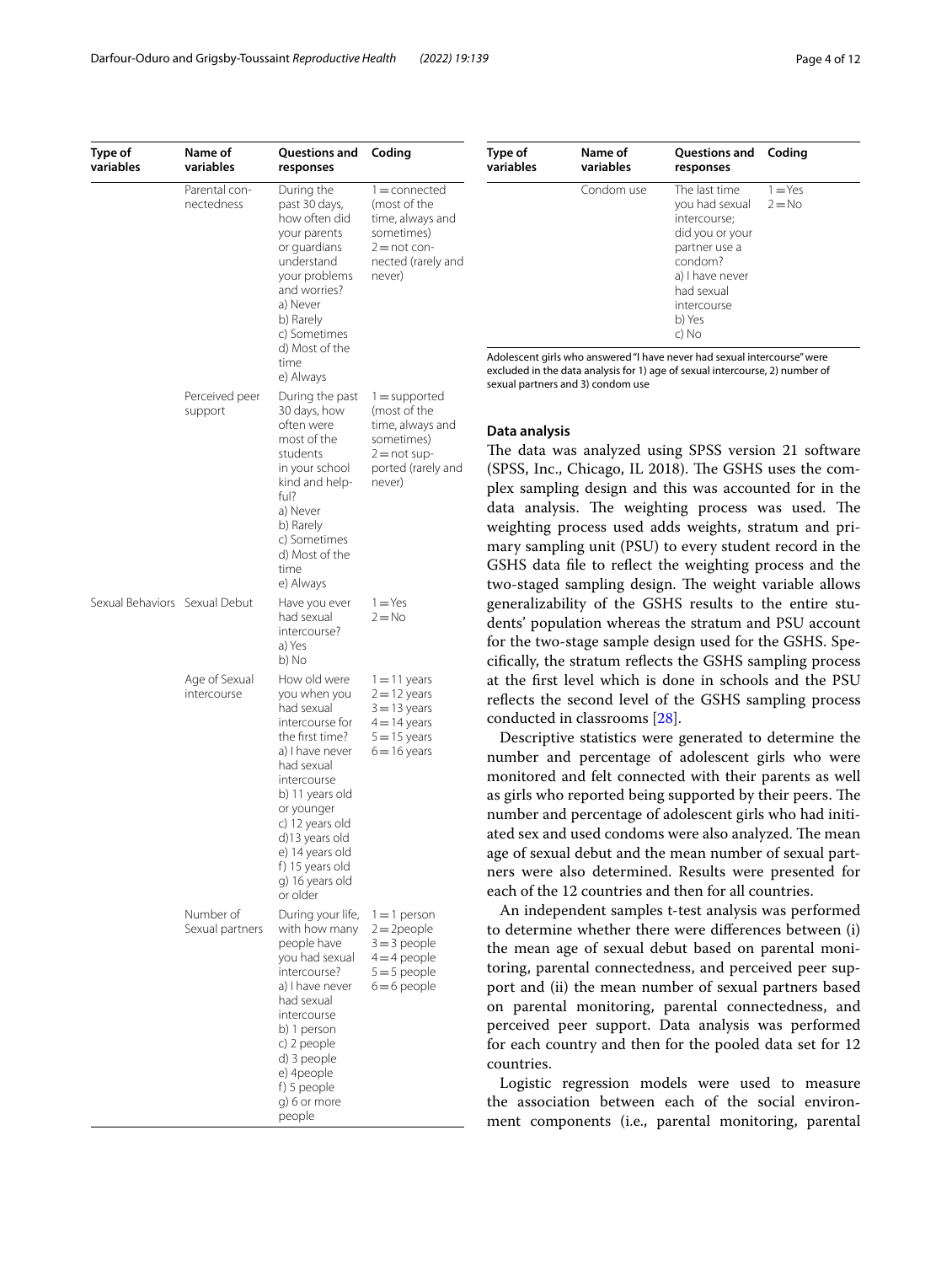| Type of variables | Name of variables | Questions and responses | Coding |
|---|---|---|---|
| | Parental connectedness | During the past 30 days, how often did your parents or guardians understand your problems and worries? a) Never b) Rarely c) Sometimes d) Most of the time e) Always | 1 = connected (most of the time, always and sometimes) 2 = not connected (rarely and never) |
| | Perceived peer support | During the past 30 days, how often were most of the students in your school kind and helpful? a) Never b) Rarely c) Sometimes d) Most of the time e) Always | 1 = supported (most of the time, always and sometimes) 2 = not supported (rarely and never) |
| Sexual Behaviors | Sexual Debut | Have you ever had sexual intercourse? a) Yes b) No | 1 = Yes 2 = No |
| | Age of Sexual intercourse | How old were you when you had sexual intercourse for the first time? a) I have never had sexual intercourse b) 11 years old or younger c) 12 years old d)13 years old e) 14 years old f) 15 years old g) 16 years old or older | 1 = 11 years 2 = 12 years 3 = 13 years 4 = 14 years 5 = 15 years 6 = 16 years |
| | Number of Sexual partners | During your life, with how many people have you had sexual intercourse? a) I have never had sexual intercourse b) 1 person c) 2 people d) 3 people e) 4people f) 5 people g) 6 or more people | 1 = 1 person 2 = 2people 3 = 3 people 4 = 4 people 5 = 5 people 6 = 6 people |
| | Condom use | The last time you had sexual intercourse; did you or your partner use a condom? a) I have never had sexual intercourse b) Yes c) No | 1 = Yes 2 = No |

Adolescent girls who answered "I have never had sexual intercourse" were excluded in the data analysis for 1) age of sexual intercourse, 2) number of sexual partners and 3) condom use

### Data analysis

The data was analyzed using SPSS version 21 software (SPSS, Inc., Chicago, IL 2018). The GSHS uses the complex sampling design and this was accounted for in the data analysis. The weighting process was used. The weighting process used adds weights, stratum and primary sampling unit (PSU) to every student record in the GSHS data file to reflect the weighting process and the two-staged sampling design. The weight variable allows generalizability of the GSHS results to the entire students' population whereas the stratum and PSU account for the two-stage sample design used for the GSHS. Specifically, the stratum reflects the GSHS sampling process at the first level which is done in schools and the PSU reflects the second level of the GSHS sampling process conducted in classrooms [28].

Descriptive statistics were generated to determine the number and percentage of adolescent girls who were monitored and felt connected with their parents as well as girls who reported being supported by their peers. The number and percentage of adolescent girls who had initiated sex and used condoms were also analyzed. The mean age of sexual debut and the mean number of sexual partners were also determined. Results were presented for each of the 12 countries and then for all countries.

An independent samples t-test analysis was performed to determine whether there were differences between (i) the mean age of sexual debut based on parental monitoring, parental connectedness, and perceived peer support and (ii) the mean number of sexual partners based on parental monitoring, parental connectedness, and perceived peer support. Data analysis was performed for each country and then for the pooled data set for 12 countries.

Logistic regression models were used to measure the association between each of the social environment components (i.e., parental monitoring, parental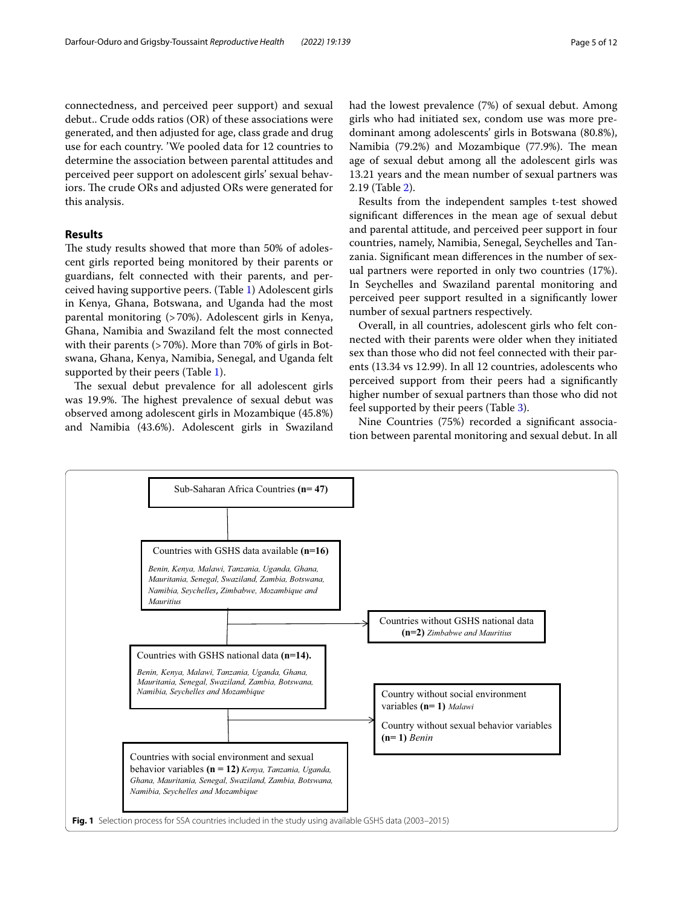connectedness, and perceived peer support) and sexual debut.. Crude odds ratios (OR) of these associations were generated, and then adjusted for age, class grade and drug use for each country. 'We pooled data for 12 countries to determine the association between parental attitudes and perceived peer support on adolescent girls' sexual behaviors. The crude ORs and adjusted ORs were generated for this analysis.

## Results

The study results showed that more than 50% of adolescent girls reported being monitored by their parents or guardians, felt connected with their parents, and perceived having supportive peers. (Table 1) Adolescent girls in Kenya, Ghana, Botswana, and Uganda had the most parental monitoring (>70%). Adolescent girls in Kenya, Ghana, Namibia and Swaziland felt the most connected with their parents (>70%). More than 70% of girls in Botswana, Ghana, Kenya, Namibia, Senegal, and Uganda felt supported by their peers (Table 1).

The sexual debut prevalence for all adolescent girls was 19.9%. The highest prevalence of sexual debut was observed among adolescent girls in Mozambique (45.8%) and Namibia (43.6%). Adolescent girls in Swaziland had the lowest prevalence (7%) of sexual debut. Among girls who had initiated sex, condom use was more predominant among adolescents' girls in Botswana (80.8%), Namibia (79.2%) and Mozambique (77.9%). The mean age of sexual debut among all the adolescent girls was 13.21 years and the mean number of sexual partners was 2.19 (Table 2).

Results from the independent samples t-test showed significant differences in the mean age of sexual debut and parental attitude, and perceived peer support in four countries, namely, Namibia, Senegal, Seychelles and Tanzania. Significant mean differences in the number of sexual partners were reported in only two countries (17%). In Seychelles and Swaziland parental monitoring and perceived peer support resulted in a significantly lower number of sexual partners respectively.

Overall, in all countries, adolescent girls who felt connected with their parents were older when they initiated sex than those who did not feel connected with their parents (13.34 vs 12.99). In all 12 countries, adolescents who perceived support from their peers had a significantly higher number of sexual partners than those who did not feel supported by their peers (Table 3).

Nine Countries (75%) recorded a significant association between parental monitoring and sexual debut. In all

Sub-Saharan Africa Countries **(n= 47)**

Countries with GSHS data available **(n=16)**
*Benin, Kenya, Malawi, Tanzania, Uganda, Ghana, Mauritania, Senegal, Swaziland, Zambia, Botswana, Namibia, Seychelles, Zimbabwe, Mozambique and Mauritius*

→ Countries without GSHS national data **(n=2)** *Zimbabwe and Mauritius*

Countries with GSHS national data **(n=14).**
*Benin, Kenya, Malawi, Tanzania, Uganda, Ghana, Mauritania, Senegal, Swaziland, Zambia, Botswana, Namibia, Seychelles and Mozambique*

→ Country without social environment variables **(n= 1)** *Malawi*
Country without sexual behavior variables **(n= 1)** *Benin*

Countries with social environment and sexual behavior variables **(n = 12)** *Kenya, Tanzania, Uganda, Ghana, Mauritania, Senegal, Swaziland, Zambia, Botswana, Namibia, Seychelles and Mozambique*

**Fig. 1** Selection process for SSA countries included in the study using available GSHS data (2003–2015)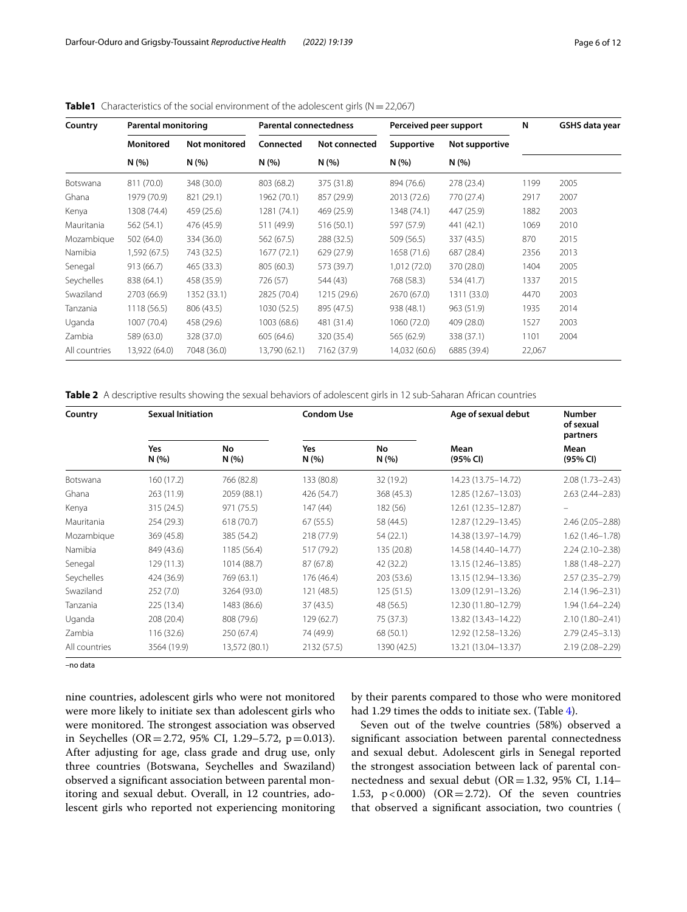**Table1** Characteristics of the social environment of the adolescent girls (N = 22,067)

| Country | Parental monitoring | | Parental connectedness | | Perceived peer support | | N | GSHS data year |
|---|---|---|---|---|---|---|---|---|
| | Monitored | Not monitored | Connected | Not connected | Supportive | Not supportive | | |
| | N (%) | N (%) | N (%) | N (%) | N (%) | N (%) | | |
| Botswana | 811 (70.0) | 348 (30.0) | 803 (68.2) | 375 (31.8) | 894 (76.6) | 278 (23.4) | 1199 | 2005 |
| Ghana | 1979 (70.9) | 821 (29.1) | 1962 (70.1) | 857 (29.9) | 2013 (72.6) | 770 (27.4) | 2917 | 2007 |
| Kenya | 1308 (74.4) | 459 (25.6) | 1281 (74.1) | 469 (25.9) | 1348 (74.1) | 447 (25.9) | 1882 | 2003 |
| Mauritania | 562 (54.1) | 476 (45.9) | 511 (49.9) | 516 (50.1) | 597 (57.9) | 441 (42.1) | 1069 | 2010 |
| Mozambique | 502 (64.0) | 334 (36.0) | 562 (67.5) | 288 (32.5) | 509 (56.5) | 337 (43.5) | 870 | 2015 |
| Namibia | 1,592 (67.5) | 743 (32.5) | 1677 (72.1) | 629 (27.9) | 1658 (71.6) | 687 (28.4) | 2356 | 2013 |
| Senegal | 913 (66.7) | 465 (33.3) | 805 (60.3) | 573 (39.7) | 1,012 (72.0) | 370 (28.0) | 1404 | 2005 |
| Seychelles | 838 (64.1) | 458 (35.9) | 726 (57) | 544 (43) | 768 (58.3) | 534 (41.7) | 1337 | 2015 |
| Swaziland | 2703 (66.9) | 1352 (33.1) | 2825 (70.4) | 1215 (29.6) | 2670 (67.0) | 1311 (33.0) | 4470 | 2003 |
| Tanzania | 1118 (56.5) | 806 (43.5) | 1030 (52.5) | 895 (47.5) | 938 (48.1) | 963 (51.9) | 1935 | 2014 |
| Uganda | 1007 (70.4) | 458 (29.6) | 1003 (68.6) | 481 (31.4) | 1060 (72.0) | 409 (28.0) | 1527 | 2003 |
| Zambia | 589 (63.0) | 328 (37.0) | 605 (64.6) | 320 (35.4) | 565 (62.9) | 338 (37.1) | 1101 | 2004 |
| All countries | 13,922 (64.0) | 7048 (36.0) | 13,790 (62.1) | 7162 (37.9) | 14,032 (60.6) | 6885 (39.4) | 22,067 | |

**Table 2** A descriptive results showing the sexual behaviors of adolescent girls in 12 sub-Saharan African countries

| Country | Sexual Initiation | | Condom Use | | Age of sexual debut | Number of sexual partners |
|---|---|---|---|---|---|---|
| | Yes N (%) | No N (%) | Yes N (%) | No N (%) | Mean (95% CI) | Mean (95% CI) |
| Botswana | 160 (17.2) | 766 (82.8) | 133 (80.8) | 32 (19.2) | 14.23 (13.75–14.72) | 2.08 (1.73–2.43) |
| Ghana | 263 (11.9) | 2059 (88.1) | 426 (54.7) | 368 (45.3) | 12.85 (12.67–13.03) | 2.63 (2.44–2.83) |
| Kenya | 315 (24.5) | 971 (75.5) | 147 (44) | 182 (56) | 12.61 (12.35–12.87) | – |
| Mauritania | 254 (29.3) | 618 (70.7) | 67 (55.5) | 58 (44.5) | 12.87 (12.29–13.45) | 2.46 (2.05–2.88) |
| Mozambique | 369 (45.8) | 385 (54.2) | 218 (77.9) | 54 (22.1) | 14.38 (13.97–14.79) | 1.62 (1.46–1.78) |
| Namibia | 849 (43.6) | 1185 (56.4) | 517 (79.2) | 135 (20.8) | 14.58 (14.40–14.77) | 2.24 (2.10–2.38) |
| Senegal | 129 (11.3) | 1014 (88.7) | 87 (67.8) | 42 (32.2) | 13.15 (12.46–13.85) | 1.88 (1.48–2.27) |
| Seychelles | 424 (36.9) | 769 (63.1) | 176 (46.4) | 203 (53.6) | 13.15 (12.94–13.36) | 2.57 (2.35–2.79) |
| Swaziland | 252 (7.0) | 3264 (93.0) | 121 (48.5) | 125 (51.5) | 13.09 (12.91–13.26) | 2.14 (1.96–2.31) |
| Tanzania | 225 (13.4) | 1483 (86.6) | 37 (43.5) | 48 (56.5) | 12.30 (11.80–12.79) | 1.94 (1.64–2.24) |
| Uganda | 208 (20.4) | 808 (79.6) | 129 (62.7) | 75 (37.3) | 13.82 (13.43–14.22) | 2.10 (1.80–2.41) |
| Zambia | 116 (32.6) | 250 (67.4) | 74 (49.9) | 68 (50.1) | 12.92 (12.58–13.26) | 2.79 (2.45–3.13) |
| All countries | 3564 (19.9) | 13,572 (80.1) | 2132 (57.5) | 1390 (42.5) | 13.21 (13.04–13.37) | 2.19 (2.08–2.29) |

–no data

nine countries, adolescent girls who were not monitored were more likely to initiate sex than adolescent girls who were monitored. The strongest association was observed in Seychelles (OR = 2.72, 95% CI, 1.29–5.72, p = 0.013). After adjusting for age, class grade and drug use, only three countries (Botswana, Seychelles and Swaziland) observed a significant association between parental monitoring and sexual debut. Overall, in 12 countries, adolescent girls who reported not experiencing monitoring by their parents compared to those who were monitored had 1.29 times the odds to initiate sex. (Table 4).

Seven out of the twelve countries (58%) observed a significant association between parental connectedness and sexual debut. Adolescent girls in Senegal reported the strongest association between lack of parental connectedness and sexual debut (OR = 1.32, 95% CI, 1.14–1.53, p < 0.000) (OR = 2.72). Of the seven countries that observed a significant association, two countries (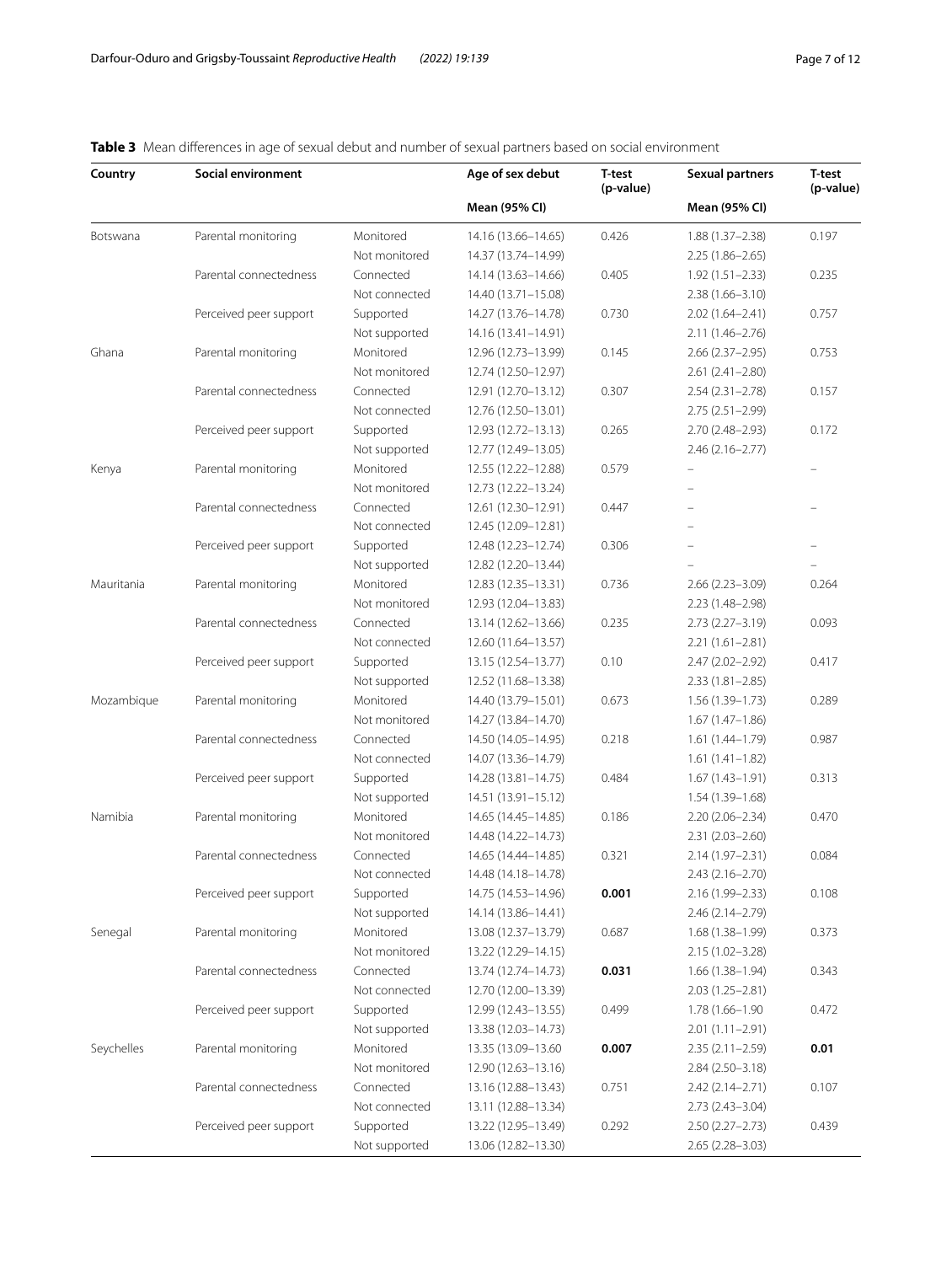**Table 3** Mean differences in age of sexual debut and number of sexual partners based on social environment

| Country | Social environment | | Age of sex debut | T-test (p-value) | Sexual partners | T-test (p-value) |
|---|---|---|---|---|---|---|
| | | | **Mean (95% CI)** | | **Mean (95% CI)** | |
| Botswana | Parental monitoring | Monitored | 14.16 (13.66–14.65) | 0.426 | 1.88 (1.37–2.38) | 0.197 |
| | | Not monitored | 14.37 (13.74–14.99) | | 2.25 (1.86–2.65) | |
| | Parental connectedness | Connected | 14.14 (13.63–14.66) | 0.405 | 1.92 (1.51–2.33) | 0.235 |
| | | Not connected | 14.40 (13.71–15.08) | | 2.38 (1.66–3.10) | |
| | Perceived peer support | Supported | 14.27 (13.76–14.78) | 0.730 | 2.02 (1.64–2.41) | 0.757 |
| | | Not supported | 14.16 (13.41–14.91) | | 2.11 (1.46–2.76) | |
| Ghana | Parental monitoring | Monitored | 12.96 (12.73–13.99) | 0.145 | 2.66 (2.37–2.95) | 0.753 |
| | | Not monitored | 12.74 (12.50–12.97) | | 2.61 (2.41–2.80) | |
| | Parental connectedness | Connected | 12.91 (12.70–13.12) | 0.307 | 2.54 (2.31–2.78) | 0.157 |
| | | Not connected | 12.76 (12.50–13.01) | | 2.75 (2.51–2.99) | |
| | Perceived peer support | Supported | 12.93 (12.72–13.13) | 0.265 | 2.70 (2.48–2.93) | 0.172 |
| | | Not supported | 12.77 (12.49–13.05) | | 2.46 (2.16–2.77) | |
| Kenya | Parental monitoring | Monitored | 12.55 (12.22–12.88) | 0.579 | – | – |
| | | Not monitored | 12.73 (12.22–13.24) | | – | |
| | Parental connectedness | Connected | 12.61 (12.30–12.91) | 0.447 | – | – |
| | | Not connected | 12.45 (12.09–12.81) | | – | |
| | Perceived peer support | Supported | 12.48 (12.23–12.74) | 0.306 | – | – |
| | | Not supported | 12.82 (12.20–13.44) | | – | – |
| Mauritania | Parental monitoring | Monitored | 12.83 (12.35–13.31) | 0.736 | 2.66 (2.23–3.09) | 0.264 |
| | | Not monitored | 12.93 (12.04–13.83) | | 2.23 (1.48–2.98) | |
| | Parental connectedness | Connected | 13.14 (12.62–13.66) | 0.235 | 2.73 (2.27–3.19) | 0.093 |
| | | Not connected | 12.60 (11.64–13.57) | | 2.21 (1.61–2.81) | |
| | Perceived peer support | Supported | 13.15 (12.54–13.77) | 0.10 | 2.47 (2.02–2.92) | 0.417 |
| | | Not supported | 12.52 (11.68–13.38) | | 2.33 (1.81–2.85) | |
| Mozambique | Parental monitoring | Monitored | 14.40 (13.79–15.01) | 0.673 | 1.56 (1.39–1.73) | 0.289 |
| | | Not monitored | 14.27 (13.84–14.70) | | 1.67 (1.47–1.86) | |
| | Parental connectedness | Connected | 14.50 (14.05–14.95) | 0.218 | 1.61 (1.44–1.79) | 0.987 |
| | | Not connected | 14.07 (13.36–14.79) | | 1.61 (1.41–1.82) | |
| | Perceived peer support | Supported | 14.28 (13.81–14.75) | 0.484 | 1.67 (1.43–1.91) | 0.313 |
| | | Not supported | 14.51 (13.91–15.12) | | 1.54 (1.39–1.68) | |
| Namibia | Parental monitoring | Monitored | 14.65 (14.45–14.85) | 0.186 | 2.20 (2.06–2.34) | 0.470 |
| | | Not monitored | 14.48 (14.22–14.73) | | 2.31 (2.03–2.60) | |
| | Parental connectedness | Connected | 14.65 (14.44–14.85) | 0.321 | 2.14 (1.97–2.31) | 0.084 |
| | | Not connected | 14.48 (14.18–14.78) | | 2.43 (2.16–2.70) | |
| | Perceived peer support | Supported | 14.75 (14.53–14.96) | **0.001** | 2.16 (1.99–2.33) | 0.108 |
| | | Not supported | 14.14 (13.86–14.41) | | 2.46 (2.14–2.79) | |
| Senegal | Parental monitoring | Monitored | 13.08 (12.37–13.79) | 0.687 | 1.68 (1.38–1.99) | 0.373 |
| | | Not monitored | 13.22 (12.29–14.15) | | 2.15 (1.02–3.28) | |
| | Parental connectedness | Connected | 13.74 (12.74–14.73) | **0.031** | 1.66 (1.38–1.94) | 0.343 |
| | | Not connected | 12.70 (12.00–13.39) | | 2.03 (1.25–2.81) | |
| | Perceived peer support | Supported | 12.99 (12.43–13.55) | 0.499 | 1.78 (1.66–1.90 | 0.472 |
| | | Not supported | 13.38 (12.03–14.73) | | 2.01 (1.11–2.91) | |
| Seychelles | Parental monitoring | Monitored | 13.35 (13.09–13.60 | **0.007** | 2.35 (2.11–2.59) | **0.01** |
| | | Not monitored | 12.90 (12.63–13.16) | | 2.84 (2.50–3.18) | |
| | Parental connectedness | Connected | 13.16 (12.88–13.43) | 0.751 | 2.42 (2.14–2.71) | 0.107 |
| | | Not connected | 13.11 (12.88–13.34) | | 2.73 (2.43–3.04) | |
| | Perceived peer support | Supported | 13.22 (12.95–13.49) | 0.292 | 2.50 (2.27–2.73) | 0.439 |
| | | Not supported | 13.06 (12.82–13.30) | | 2.65 (2.28–3.03) | |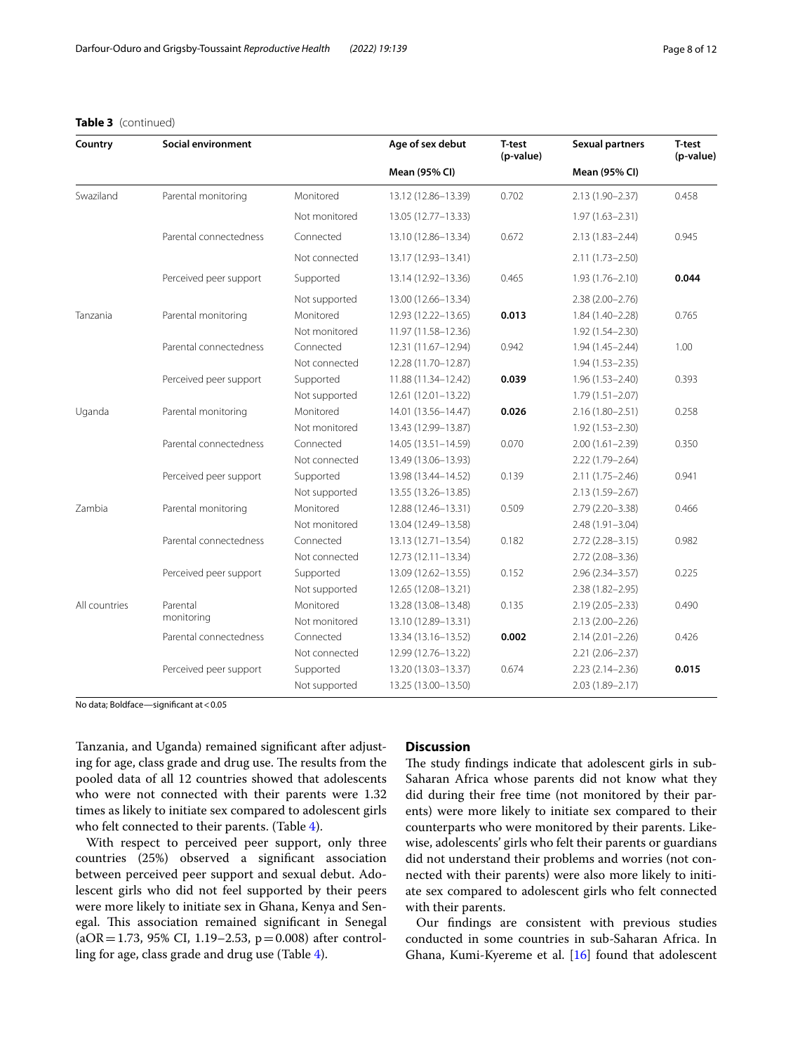**Table 3** (continued)

| Country | Social environment | | Age of sex debut | T-test (p-value) | Sexual partners | T-test (p-value) |
|---|---|---|---|---|---|---|
| | | | Mean (95% CI) | | Mean (95% CI) | |
| Swaziland | Parental monitoring | Monitored | 13.12 (12.86–13.39) | 0.702 | 2.13 (1.90–2.37) | 0.458 |
| | | Not monitored | 13.05 (12.77–13.33) | | 1.97 (1.63–2.31) | |
| | Parental connectedness | Connected | 13.10 (12.86–13.34) | 0.672 | 2.13 (1.83–2.44) | 0.945 |
| | | Not connected | 13.17 (12.93–13.41) | | 2.11 (1.73–2.50) | |
| | Perceived peer support | Supported | 13.14 (12.92–13.36) | 0.465 | 1.93 (1.76–2.10) | **0.044** |
| | | Not supported | 13.00 (12.66–13.34) | | 2.38 (2.00–2.76) | |
| Tanzania | Parental monitoring | Monitored | 12.93 (12.22–13.65) | **0.013** | 1.84 (1.40–2.28) | 0.765 |
| | | Not monitored | 11.97 (11.58–12.36) | | 1.92 (1.54–2.30) | |
| | Parental connectedness | Connected | 12.31 (11.67–12.94) | 0.942 | 1.94 (1.45–2.44) | 1.00 |
| | | Not connected | 12.28 (11.70–12.87) | | 1.94 (1.53–2.35) | |
| | Perceived peer support | Supported | 11.88 (11.34–12.42) | **0.039** | 1.96 (1.53–2.40) | 0.393 |
| | | Not supported | 12.61 (12.01–13.22) | | 1.79 (1.51–2.07) | |
| Uganda | Parental monitoring | Monitored | 14.01 (13.56–14.47) | **0.026** | 2.16 (1.80–2.51) | 0.258 |
| | | Not monitored | 13.43 (12.99–13.87) | | 1.92 (1.53–2.30) | |
| | Parental connectedness | Connected | 14.05 (13.51–14.59) | 0.070 | 2.00 (1.61–2.39) | 0.350 |
| | | Not connected | 13.49 (13.06–13.93) | | 2.22 (1.79–2.64) | |
| | Perceived peer support | Supported | 13.98 (13.44–14.52) | 0.139 | 2.11 (1.75–2.46) | 0.941 |
| | | Not supported | 13.55 (13.26–13.85) | | 2.13 (1.59–2.67) | |
| Zambia | Parental monitoring | Monitored | 12.88 (12.46–13.31) | 0.509 | 2.79 (2.20–3.38) | 0.466 |
| | | Not monitored | 13.04 (12.49–13.58) | | 2.48 (1.91–3.04) | |
| | Parental connectedness | Connected | 13.13 (12.71–13.54) | 0.182 | 2.72 (2.28–3.15) | 0.982 |
| | | Not connected | 12.73 (12.11–13.34) | | 2.72 (2.08–3.36) | |
| | Perceived peer support | Supported | 13.09 (12.62–13.55) | 0.152 | 2.96 (2.34–3.57) | 0.225 |
| | | Not supported | 12.65 (12.08–13.21) | | 2.38 (1.82–2.95) | |
| All countries | Parental monitoring | Monitored | 13.28 (13.08–13.48) | 0.135 | 2.19 (2.05–2.33) | 0.490 |
| | | Not monitored | 13.10 (12.89–13.31) | | 2.13 (2.00–2.26) | |
| | Parental connectedness | Connected | 13.34 (13.16–13.52) | **0.002** | 2.14 (2.01–2.26) | 0.426 |
| | | Not connected | 12.99 (12.76–13.22) | | 2.21 (2.06–2.37) | |
| | Perceived peer support | Supported | 13.20 (13.03–13.37) | 0.674 | 2.23 (2.14–2.36) | **0.015** |
| | | Not supported | 13.25 (13.00–13.50) | | 2.03 (1.89–2.17) | |

No data; Boldface—significant at < 0.05

Tanzania, and Uganda) remained significant after adjusting for age, class grade and drug use. The results from the pooled data of all 12 countries showed that adolescents who were not connected with their parents were 1.32 times as likely to initiate sex compared to adolescent girls who felt connected to their parents. (Table 4).

With respect to perceived peer support, only three countries (25%) observed a significant association between perceived peer support and sexual debut. Adolescent girls who did not feel supported by their peers were more likely to initiate sex in Ghana, Kenya and Senegal. This association remained significant in Senegal (aOR = 1.73, 95% CI, 1.19–2.53, p = 0.008) after controlling for age, class grade and drug use (Table 4).

## Discussion

The study findings indicate that adolescent girls in sub-Saharan Africa whose parents did not know what they did during their free time (not monitored by their parents) were more likely to initiate sex compared to their counterparts who were monitored by their parents. Likewise, adolescents' girls who felt their parents or guardians did not understand their problems and worries (not connected with their parents) were also more likely to initiate sex compared to adolescent girls who felt connected with their parents.

Our findings are consistent with previous studies conducted in some countries in sub-Saharan Africa. In Ghana, Kumi-Kyereme et al. [16] found that adolescent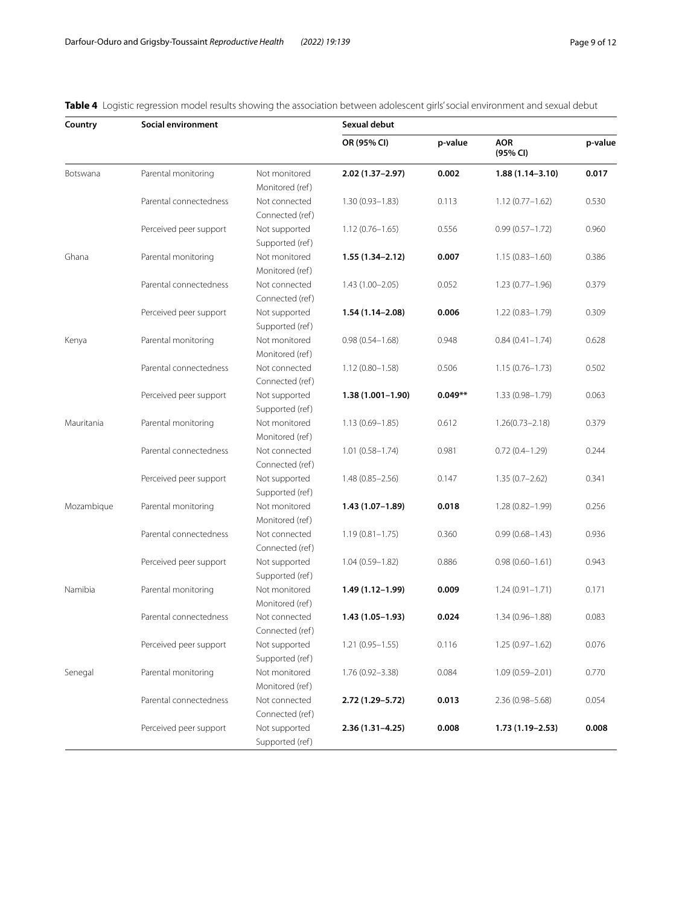**Table 4** Logistic regression model results showing the association between adolescent girls' social environment and sexual debut

| Country | Social environment | | Sexual debut | | | |
|---|---|---|---|---|---|---|
| | | | OR (95% CI) | p-value | AOR (95% CI) | p-value |
| Botswana | Parental monitoring | Not monitored<br>Monitored (ref) | **2.02 (1.37–2.97)** | **0.002** | **1.88 (1.14–3.10)** | **0.017** |
| | Parental connectedness | Not connected<br>Connected (ref) | 1.30 (0.93–1.83) | 0.113 | 1.12 (0.77–1.62) | 0.530 |
| | Perceived peer support | Not supported<br>Supported (ref) | 1.12 (0.76–1.65) | 0.556 | 0.99 (0.57–1.72) | 0.960 |
| Ghana | Parental monitoring | Not monitored<br>Monitored (ref) | **1.55 (1.34–2.12)** | **0.007** | 1.15 (0.83–1.60) | 0.386 |
| | Parental connectedness | Not connected<br>Connected (ref) | 1.43 (1.00–2.05) | 0.052 | 1.23 (0.77–1.96) | 0.379 |
| | Perceived peer support | Not supported<br>Supported (ref) | **1.54 (1.14–2.08)** | **0.006** | 1.22 (0.83–1.79) | 0.309 |
| Kenya | Parental monitoring | Not monitored<br>Monitored (ref) | 0.98 (0.54–1.68) | 0.948 | 0.84 (0.41–1.74) | 0.628 |
| | Parental connectedness | Not connected<br>Connected (ref) | 1.12 (0.80–1.58) | 0.506 | 1.15 (0.76–1.73) | 0.502 |
| | Perceived peer support | Not supported<br>Supported (ref) | **1.38 (1.001–1.90)** | **0.049**** | 1.33 (0.98–1.79) | 0.063 |
| Mauritania | Parental monitoring | Not monitored<br>Monitored (ref) | 1.13 (0.69–1.85) | 0.612 | 1.26(0.73–2.18) | 0.379 |
| | Parental connectedness | Not connected<br>Connected (ref) | 1.01 (0.58–1.74) | 0.981 | 0.72 (0.4–1.29) | 0.244 |
| | Perceived peer support | Not supported<br>Supported (ref) | 1.48 (0.85–2.56) | 0.147 | 1.35 (0.7–2.62) | 0.341 |
| Mozambique | Parental monitoring | Not monitored<br>Monitored (ref) | **1.43 (1.07–1.89)** | **0.018** | 1.28 (0.82–1.99) | 0.256 |
| | Parental connectedness | Not connected<br>Connected (ref) | 1.19 (0.81–1.75) | 0.360 | 0.99 (0.68–1.43) | 0.936 |
| | Perceived peer support | Not supported<br>Supported (ref) | 1.04 (0.59–1.82) | 0.886 | 0.98 (0.60–1.61) | 0.943 |
| Namibia | Parental monitoring | Not monitored<br>Monitored (ref) | **1.49 (1.12–1.99)** | **0.009** | 1.24 (0.91–1.71) | 0.171 |
| | Parental connectedness | Not connected<br>Connected (ref) | **1.43 (1.05–1.93)** | **0.024** | 1.34 (0.96–1.88) | 0.083 |
| | Perceived peer support | Not supported<br>Supported (ref) | 1.21 (0.95–1.55) | 0.116 | 1.25 (0.97–1.62) | 0.076 |
| Senegal | Parental monitoring | Not monitored<br>Monitored (ref) | 1.76 (0.92–3.38) | 0.084 | 1.09 (0.59–2.01) | 0.770 |
| | Parental connectedness | Not connected<br>Connected (ref) | **2.72 (1.29–5.72)** | **0.013** | 2.36 (0.98–5.68) | 0.054 |
| | Perceived peer support | Not supported<br>Supported (ref) | **2.36 (1.31–4.25)** | **0.008** | **1.73 (1.19–2.53)** | **0.008** |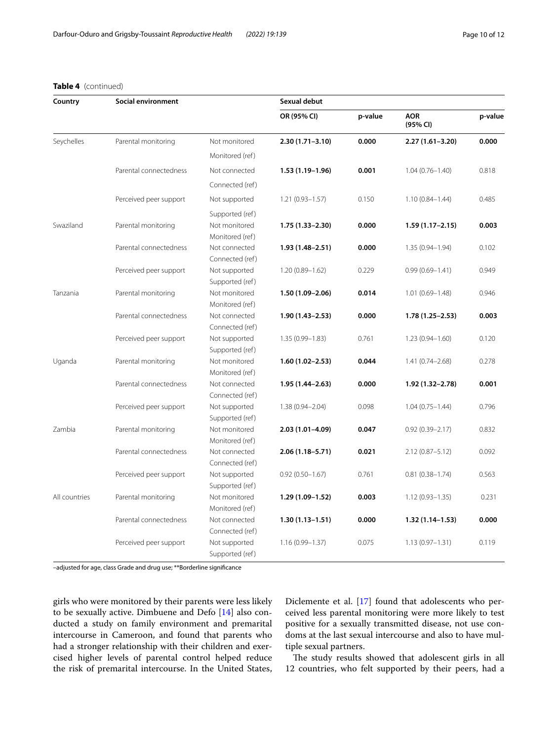**Table 4** (continued)

| Country | Social environment | | Sexual debut | | | |
|---|---|---|---|---|---|---|
| | | | OR (95% CI) | p-value | AOR (95% CI) | p-value |
| Seychelles | Parental monitoring | Not monitored | **2.30 (1.71–3.10)** | **0.000** | **2.27 (1.61–3.20)** | **0.000** |
| | | Monitored (ref) | | | | |
| | Parental connectedness | Not connected | **1.53 (1.19–1.96)** | **0.001** | 1.04 (0.76–1.40) | 0.818 |
| | | Connected (ref) | | | | |
| | Perceived peer support | Not supported | 1.21 (0.93–1.57) | 0.150 | 1.10 (0.84–1.44) | 0.485 |
| | | Supported (ref) | | | | |
| Swaziland | Parental monitoring | Not monitored | **1.75 (1.33–2.30)** | **0.000** | **1.59 (1.17–2.15)** | **0.003** |
| | | Monitored (ref) | | | | |
| | Parental connectedness | Not connected | **1.93 (1.48–2.51)** | **0.000** | 1.35 (0.94–1.94) | 0.102 |
| | | Connected (ref) | | | | |
| | Perceived peer support | Not supported | 1.20 (0.89–1.62) | 0.229 | 0.99 (0.69–1.41) | 0.949 |
| | | Supported (ref) | | | | |
| Tanzania | Parental monitoring | Not monitored | **1.50 (1.09–2.06)** | **0.014** | 1.01 (0.69–1.48) | 0.946 |
| | | Monitored (ref) | | | | |
| | Parental connectedness | Not connected | **1.90 (1.43–2.53)** | **0.000** | **1.78 (1.25–2.53)** | **0.003** |
| | | Connected (ref) | | | | |
| | Perceived peer support | Not supported | 1.35 (0.99–1.83) | 0.761 | 1.23 (0.94–1.60) | 0.120 |
| | | Supported (ref) | | | | |
| Uganda | Parental monitoring | Not monitored | **1.60 (1.02–2.53)** | **0.044** | 1.41 (0.74–2.68) | 0.278 |
| | | Monitored (ref) | | | | |
| | Parental connectedness | Not connected | **1.95 (1.44–2.63)** | **0.000** | **1.92 (1.32–2.78)** | **0.001** |
| | | Connected (ref) | | | | |
| | Perceived peer support | Not supported | 1.38 (0.94–2.04) | 0.098 | 1.04 (0.75–1.44) | 0.796 |
| | | Supported (ref) | | | | |
| Zambia | Parental monitoring | Not monitored | **2.03 (1.01–4.09)** | **0.047** | 0.92 (0.39–2.17) | 0.832 |
| | | Monitored (ref) | | | | |
| | Parental connectedness | Not connected | **2.06 (1.18–5.71)** | **0.021** | 2.12 (0.87–5.12) | 0.092 |
| | | Connected (ref) | | | | |
| | Perceived peer support | Not supported | 0.92 (0.50–1.67) | 0.761 | 0.81 (0.38–1.74) | 0.563 |
| | | Supported (ref) | | | | |
| All countries | Parental monitoring | Not monitored | **1.29 (1.09–1.52)** | **0.003** | 1.12 (0.93–1.35) | 0.231 |
| | | Monitored (ref) | | | | |
| | Parental connectedness | Not connected | **1.30 (1.13–1.51)** | **0.000** | **1.32 (1.14–1.53)** | **0.000** |
| | | Connected (ref) | | | | |
| | Perceived peer support | Not supported | 1.16 (0.99–1.37) | 0.075 | 1.13 (0.97–1.31) | 0.119 |
| | | Supported (ref) | | | | |

–adjusted for age, class Grade and drug use; **Borderline significance

girls who were monitored by their parents were less likely to be sexually active. Dimbuene and Defo [14] also conducted a study on family environment and premarital intercourse in Cameroon, and found that parents who had a stronger relationship with their children and exercised higher levels of parental control helped reduce the risk of premarital intercourse. In the United States, Diclemente et al. [17] found that adolescents who perceived less parental monitoring were more likely to test positive for a sexually transmitted disease, not use condoms at the last sexual intercourse and also to have multiple sexual partners.

The study results showed that adolescent girls in all 12 countries, who felt supported by their peers, had a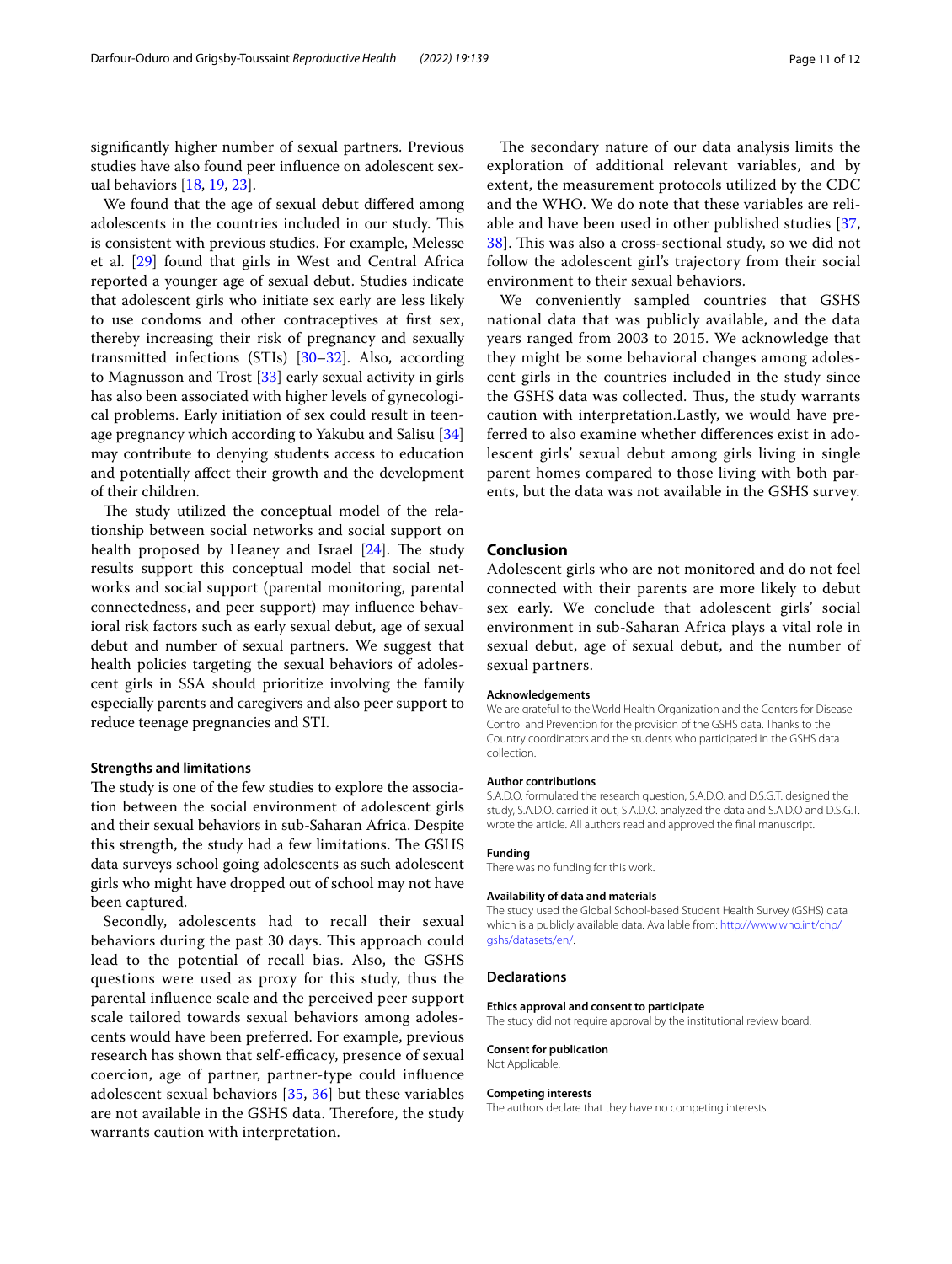significantly higher number of sexual partners. Previous studies have also found peer influence on adolescent sexual behaviors [18, 19, 23].

We found that the age of sexual debut differed among adolescents in the countries included in our study. This is consistent with previous studies. For example, Melesse et al. [29] found that girls in West and Central Africa reported a younger age of sexual debut. Studies indicate that adolescent girls who initiate sex early are less likely to use condoms and other contraceptives at first sex, thereby increasing their risk of pregnancy and sexually transmitted infections (STIs) [30–32]. Also, according to Magnusson and Trost [33] early sexual activity in girls has also been associated with higher levels of gynecological problems. Early initiation of sex could result in teenage pregnancy which according to Yakubu and Salisu [34] may contribute to denying students access to education and potentially affect their growth and the development of their children.

The study utilized the conceptual model of the relationship between social networks and social support on health proposed by Heaney and Israel [24]. The study results support this conceptual model that social networks and social support (parental monitoring, parental connectedness, and peer support) may influence behavioral risk factors such as early sexual debut, age of sexual debut and number of sexual partners. We suggest that health policies targeting the sexual behaviors of adolescent girls in SSA should prioritize involving the family especially parents and caregivers and also peer support to reduce teenage pregnancies and STI.

### Strengths and limitations

The study is one of the few studies to explore the association between the social environment of adolescent girls and their sexual behaviors in sub-Saharan Africa. Despite this strength, the study had a few limitations. The GSHS data surveys school going adolescents as such adolescent girls who might have dropped out of school may not have been captured.

Secondly, adolescents had to recall their sexual behaviors during the past 30 days. This approach could lead to the potential of recall bias. Also, the GSHS questions were used as proxy for this study, thus the parental influence scale and the perceived peer support scale tailored towards sexual behaviors among adolescents would have been preferred. For example, previous research has shown that self-efficacy, presence of sexual coercion, age of partner, partner-type could influence adolescent sexual behaviors [35, 36] but these variables are not available in the GSHS data. Therefore, the study warrants caution with interpretation.

The secondary nature of our data analysis limits the exploration of additional relevant variables, and by extent, the measurement protocols utilized by the CDC and the WHO. We do note that these variables are reliable and have been used in other published studies [37, 38]. This was also a cross-sectional study, so we did not follow the adolescent girl's trajectory from their social environment to their sexual behaviors.

We conveniently sampled countries that GSHS national data that was publicly available, and the data years ranged from 2003 to 2015. We acknowledge that they might be some behavioral changes among adolescent girls in the countries included in the study since the GSHS data was collected. Thus, the study warrants caution with interpretation.Lastly, we would have preferred to also examine whether differences exist in adolescent girls' sexual debut among girls living in single parent homes compared to those living with both parents, but the data was not available in the GSHS survey.

## Conclusion

Adolescent girls who are not monitored and do not feel connected with their parents are more likely to debut sex early. We conclude that adolescent girls' social environment in sub-Saharan Africa plays a vital role in sexual debut, age of sexual debut, and the number of sexual partners.

#### Acknowledgements

We are grateful to the World Health Organization and the Centers for Disease Control and Prevention for the provision of the GSHS data. Thanks to the Country coordinators and the students who participated in the GSHS data collection.

#### Author contributions

S.A.D.O. formulated the research question, S.A.D.O. and D.S.G.T. designed the study, S.A.D.O. carried it out, S.A.D.O. analyzed the data and S.A.D.O and D.S.G.T. wrote the article. All authors read and approved the final manuscript.

#### Funding

There was no funding for this work.

#### Availability of data and materials

The study used the Global School-based Student Health Survey (GSHS) data which is a publicly available data. Available from: http://www.who.int/chp/gshs/datasets/en/.

### Declarations

#### Ethics approval and consent to participate

The study did not require approval by the institutional review board.

#### Consent for publication

Not Applicable.

#### Competing interests

The authors declare that they have no competing interests.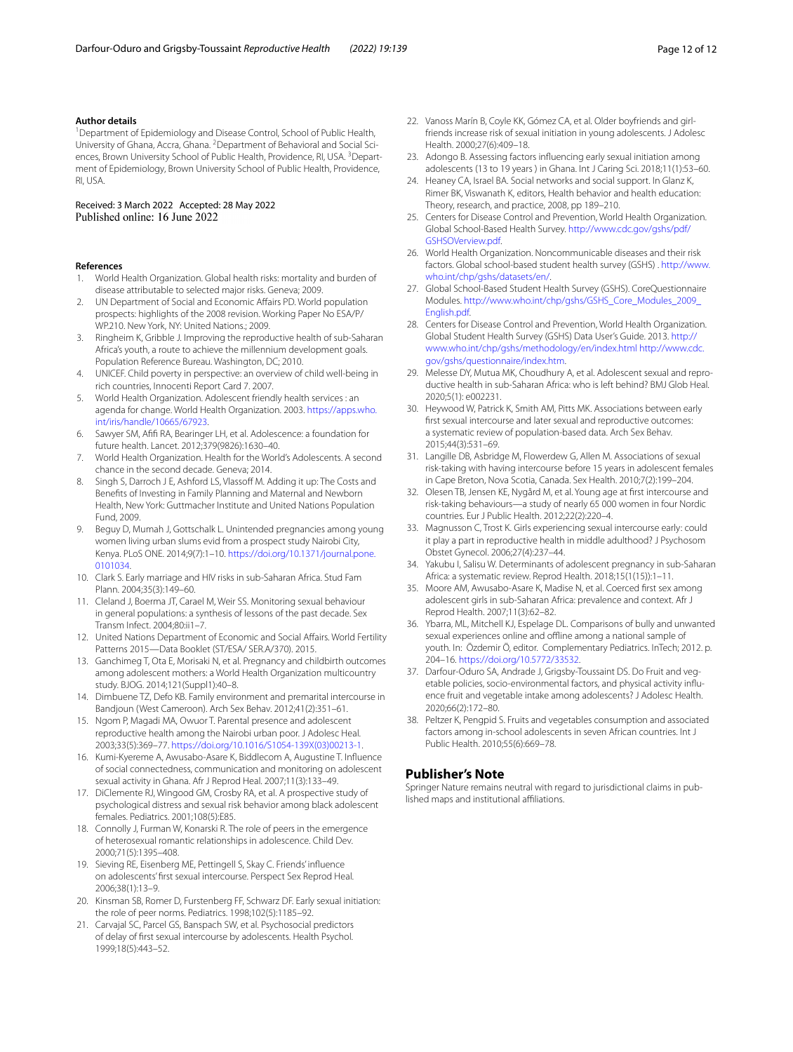**Author details**

[1]Department of Epidemiology and Disease Control, School of Public Health, University of Ghana, Accra, Ghana. [2]Department of Behavioral and Social Sciences, Brown University School of Public Health, Providence, RI, USA. [3]Department of Epidemiology, Brown University School of Public Health, Providence, RI, USA.

Received: 3 March 2022 Accepted: 28 May 2022
Published online: 16 June 2022

**References**

1. World Health Organization. Global health risks: mortality and burden of disease attributable to selected major risks. Geneva; 2009.
2. UN Department of Social and Economic Affairs PD. World population prospects: highlights of the 2008 revision. Working Paper No ESA/P/WP.210. New York, NY: United Nations.; 2009.
3. Ringheim K, Gribble J. Improving the reproductive health of sub-Saharan Africa's youth, a route to achieve the millennium development goals. Population Reference Bureau. Washington, DC; 2010.
4. UNICEF. Child poverty in perspective: an overview of child well-being in rich countries, Innocenti Report Card 7. 2007.
5. World Health Organization. Adolescent friendly health services : an agenda for change. World Health Organization. 2003. https://apps.who.int/iris/handle/10665/67923.
6. Sawyer SM, Afifi RA, Bearinger LH, et al. Adolescence: a foundation for future health. Lancet. 2012;379(9826):1630–40.
7. World Health Organization. Health for the World's Adolescents. A second chance in the second decade. Geneva; 2014.
8. Singh S, Darroch J E, Ashford LS, Vlassoff M. Adding it up: The Costs and Benefits of Investing in Family Planning and Maternal and Newborn Health, New York: Guttmacher Institute and United Nations Population Fund, 2009.
9. Beguy D, Mumah J, Gottschalk L. Unintended pregnancies among young women living urban slums evid from a prospect study Nairobi City, Kenya. PLoS ONE. 2014;9(7):1–10. https://doi.org/10.1371/journal.pone.0101034.
10. Clark S. Early marriage and HIV risks in sub-Saharan Africa. Stud Fam Plann. 2004;35(3):149–60.
11. Cleland J, Boerma JT, Carael M, Weir SS. Monitoring sexual behaviour in general populations: a synthesis of lessons of the past decade. Sex Transm Infect. 2004;80:ii1–7.
12. United Nations Department of Economic and Social Affairs. World Fertility Patterns 2015—Data Booklet (ST/ESA/ SER.A/370). 2015.
13. Ganchimeg T, Ota E, Morisaki N, et al. Pregnancy and childbirth outcomes among adolescent mothers: a World Health Organization multicountry study. BJOG. 2014;121(Suppl1):40–8.
14. Dimbuene TZ, Defo KB. Family environment and premarital intercourse in Bandjoun (West Cameroon). Arch Sex Behav. 2012;41(2):351–61.
15. Ngom P, Magadi MA, Owuor T. Parental presence and adolescent reproductive health among the Nairobi urban poor. J Adolesc Heal. 2003;33(5):369–77. https://doi.org/10.1016/S1054-139X(03)00213-1.
16. Kumi-Kyereme A, Awusabo-Asare K, Biddlecom A, Augustine T. Influence of social connectedness, communication and monitoring on adolescent sexual activity in Ghana. Afr J Reprod Heal. 2007;11(3):133–49.
17. DiClemente RJ, Wingood GM, Crosby RA, et al. A prospective study of psychological distress and sexual risk behavior among black adolescent females. Pediatrics. 2001;108(5):E85.
18. Connolly J, Furman W, Konarski R. The role of peers in the emergence of heterosexual romantic relationships in adolescence. Child Dev. 2000;71(5):1395–408.
19. Sieving RE, Eisenberg ME, Pettingell S, Skay C. Friends' influence on adolescents' first sexual intercourse. Perspect Sex Reprod Heal. 2006;38(1):13–9.
20. Kinsman SB, Romer D, Furstenberg FF, Schwarz DF. Early sexual initiation: the role of peer norms. Pediatrics. 1998;102(5):1185–92.
21. Carvajal SC, Parcel GS, Banspach SW, et al. Psychosocial predictors of delay of first sexual intercourse by adolescents. Health Psychol. 1999;18(5):443–52.
22. Vanoss Marín B, Coyle KK, Gómez CA, et al. Older boyfriends and girlfriends increase risk of sexual initiation in young adolescents. J Adolesc Health. 2000;27(6):409–18.
23. Adongo B. Assessing factors influencing early sexual initiation among adolescents (13 to 19 years ) in Ghana. Int J Caring Sci. 2018;11(1):53–60.
24. Heaney CA, Israel BA. Social networks and social support. In Glanz K, Rimer BK, Viswanath K, editors, Health behavior and health education: Theory, research, and practice, 2008, pp 189–210.
25. Centers for Disease Control and Prevention, World Health Organization. Global School-Based Health Survey. http://www.cdc.gov/gshs/pdf/GSHSOVerview.pdf.
26. World Health Organization. Noncommunicable diseases and their risk factors. Global school-based student health survey (GSHS) . http://www.who.int/chp/gshs/datasets/en/.
27. Global School-Based Student Health Survey (GSHS). CoreQuestionnaire Modules. http://www.who.int/chp/gshs/GSHS_Core_Modules_2009_English.pdf.
28. Centers for Disease Control and Prevention, World Health Organization. Global Student Health Survey (GSHS) Data User's Guide. 2013. http://www.who.int/chp/gshs/methodology/en/index.html http://www.cdc.gov/gshs/questionnaire/index.htm.
29. Melesse DY, Mutua MK, Choudhury A, et al. Adolescent sexual and reproductive health in sub-Saharan Africa: who is left behind? BMJ Glob Heal. 2020;5(1): e002231.
30. Heywood W, Patrick K, Smith AM, Pitts MK. Associations between early first sexual intercourse and later sexual and reproductive outcomes: a systematic review of population-based data. Arch Sex Behav. 2015;44(3):531–69.
31. Langille DB, Asbridge M, Flowerdew G, Allen M. Associations of sexual risk-taking with having intercourse before 15 years in adolescent females in Cape Breton, Nova Scotia, Canada. Sex Health. 2010;7(2):199–204.
32. Olesen TB, Jensen KE, Nygård M, et al. Young age at first intercourse and risk-taking behaviours—a study of nearly 65 000 women in four Nordic countries. Eur J Public Health. 2012;22(2):220–4.
33. Magnusson C, Trost K. Girls experiencing sexual intercourse early: could it play a part in reproductive health in middle adulthood? J Psychosom Obstet Gynecol. 2006;27(4):237–44.
34. Yakubu I, Salisu W. Determinants of adolescent pregnancy in sub-Saharan Africa: a systematic review. Reprod Health. 2018;15(1(15)):1–11.
35. Moore AM, Awusabo-Asare K, Madise N, et al. Coerced first sex among adolescent girls in sub-Saharan Africa: prevalence and context. Afr J Reprod Health. 2007;11(3):62–82.
36. Ybarra, ML, Mitchell KJ, Espelage DL. Comparisons of bully and unwanted sexual experiences online and offline among a national sample of youth. In: Özdemir Ö, editor. Complementary Pediatrics. InTech; 2012. p. 204–16. https://doi.org/10.5772/33532.
37. Darfour-Oduro SA, Andrade J, Grigsby-Toussaint DS. Do Fruit and vegetable policies, socio-environmental factors, and physical activity influence fruit and vegetable intake among adolescents? J Adolesc Health. 2020;66(2):172–80.
38. Peltzer K, Pengpid S. Fruits and vegetables consumption and associated factors among in-school adolescents in seven African countries. Int J Public Health. 2010;55(6):669–78.

## Publisher's Note

Springer Nature remains neutral with regard to jurisdictional claims in published maps and institutional affiliations.